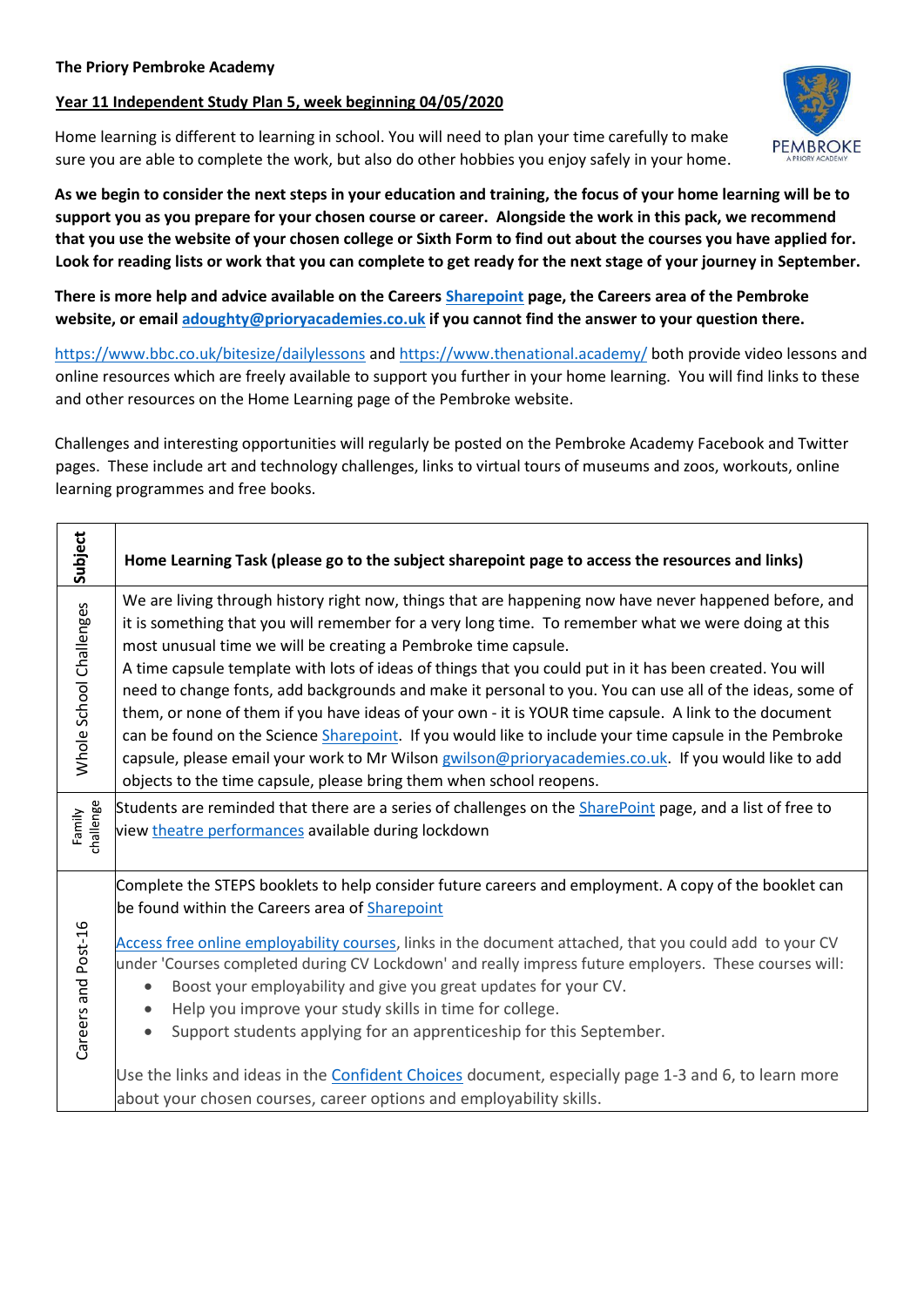**The Priory Pembroke Academy**

**Year 11 Independent Study Plan 5, week beginning 04/05/2020**

Home learning is different to learning in school. You will need to plan your time carefully to make sure you are able to complete the work, but also do other hobbies you enjoy safely in your home.

**As we begin to consider the next steps in your education and training, the focus of your home learning will be to support you as you prepare for your chosen course or career. Alongside the work in this pack, we recommend that you use the website of your chosen college or Sixth Form to find out about the courses you have applied for. Look for reading lists or work that you can complete to get ready for the next stage of your journey in September.**

**There is more help and advice available on the Careers Sharepoint page, the Careers area of the Pembroke website, or email adoughty@prioryacademies.co.uk if you cannot find the answer to your question there.**

https://www.bbc.co.uk/bitesize/dailylessons and https://www.thenational.academy/ both provide video lessons and online resources which are freely available to support you further in your home learning. You will find links to these and other resources on the Home Learning page of the Pembroke website.

Challenges and interesting opportunities will regularly be posted on the Pembroke Academy Facebook and Twitter pages. These include art and technology challenges, links to virtual tours of museums and zoos, workouts, online learning programmes and free books.

| **Subject** | **Home Learning Task (please go to the subject sharepoint page to access the resources and links)** |
| --- | --- |
| Whole School Challenges | We are living through history right now, things that are happening now have never happened before, and it is something that you will remember for a very long time. To remember what we were doing at this most unusual time we will be creating a Pembroke time capsule.<br>A time capsule template with lots of ideas of things that you could put in it has been created. You will need to change fonts, add backgrounds and make it personal to you. You can use all of the ideas, some of them, or none of them if you have ideas of your own - it is YOUR time capsule. A link to the document can be found on the Science Sharepoint. If you would like to include your time capsule in the Pembroke capsule, please email your work to Mr Wilson gwilson@prioryacademies.co.uk. If you would like to add objects to the time capsule, please bring them when school reopens. |
| Family challenge | Students are reminded that there are a series of challenges on the SharePoint page, and a list of free to view theatre performances available during lockdown |
| Careers and Post-16 | Complete the STEPS booklets to help consider future careers and employment. A copy of the booklet can be found within the Careers area of Sharepoint<br><br>Access free online employability courses, links in the document attached, that you could add to your CV under 'Courses completed during CV Lockdown' and really impress future employers. These courses will:<br>• Boost your employability and give you great updates for your CV.<br>• Help you improve your study skills in time for college.<br>• Support students applying for an apprenticeship for this September.<br><br>Use the links and ideas in the Confident Choices document, especially page 1-3 and 6, to learn more about your chosen courses, career options and employability skills. |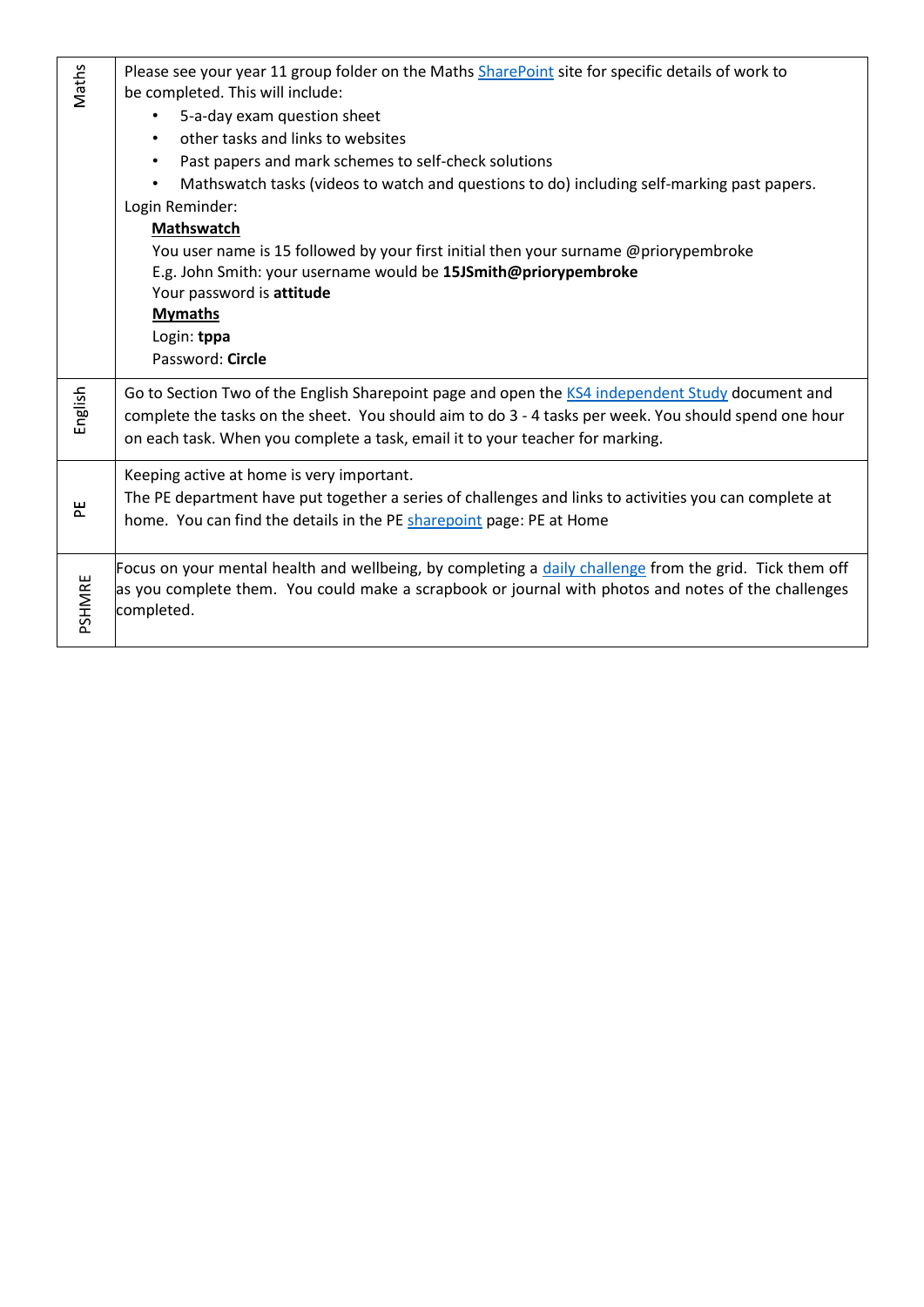| | |
|---|---|
| Maths | Please see your year 11 group folder on the Maths SharePoint site for specific details of work to be completed. This will include:<br>• 5-a-day exam question sheet<br>• other tasks and links to websites<br>• Past papers and mark schemes to self-check solutions<br>• Mathswatch tasks (videos to watch and questions to do) including self-marking past papers.<br>Login Reminder:<br>**Mathswatch**<br>You user name is 15 followed by your first initial then your surname @priorypembroke<br>E.g. John Smith: your username would be **15JSmith@priorypembroke**<br>Your password is **attitude**<br>**Mymaths**<br>Login: **tppa**<br>Password: **Circle** |
| English | Go to Section Two of the English Sharepoint page and open the KS4 independent Study document and complete the tasks on the sheet. You should aim to do 3 - 4 tasks per week. You should spend one hour on each task. When you complete a task, email it to your teacher for marking. |
| PE | Keeping active at home is very important.<br>The PE department have put together a series of challenges and links to activities you can complete at home. You can find the details in the PE sharepoint page: PE at Home |
| PSHMRE | Focus on your mental health and wellbeing, by completing a daily challenge from the grid. Tick them off as you complete them. You could make a scrapbook or journal with photos and notes of the challenges completed. |